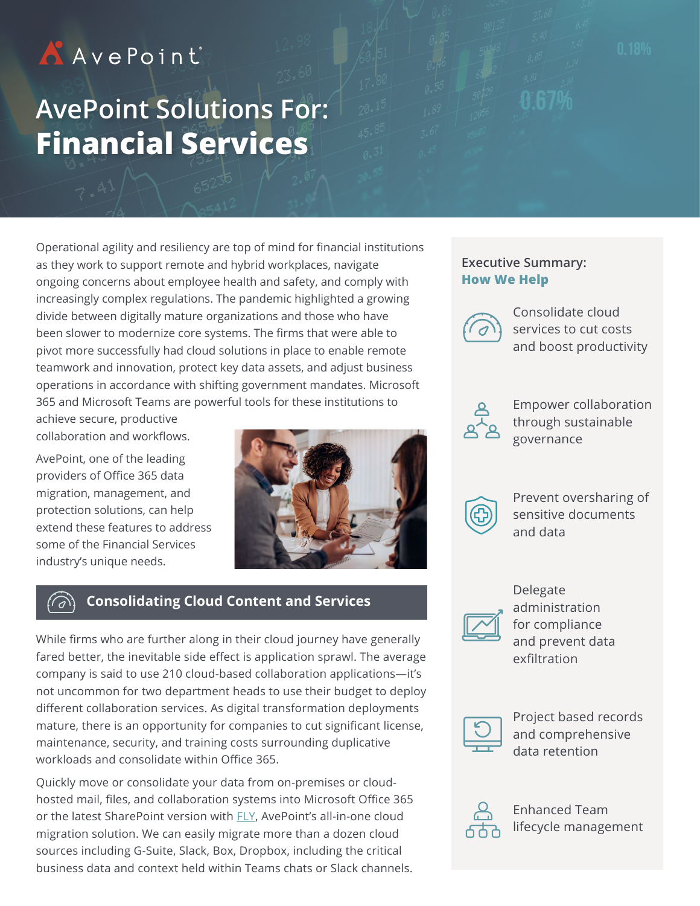AvePoint

# AvePoint Solutions For: **Financial Services**

Operational agility and resiliency are top of mind for financial institutions as they work to support remote and hybrid workplaces, navigate ongoing concerns about employee health and safety, and comply with increasingly complex regulations. The pandemic highlighted a growing divide between digitally mature organizations and those who have been slower to modernize core systems. The firms that were able to pivot more successfully had cloud solutions in place to enable remote teamwork and innovation, protect key data assets, and adjust business operations in accordance with shifting government mandates. Microsoft 365 and Microsoft Teams are powerful tools for these institutions to achieve secure, productive collaboration and workflows.

AvePoint, one of the leading providers of Office 365 data migration, management, and protection solutions, can help extend these features to address some of the Financial Services industry's unique needs.

## Consolidating Cloud Content and Services

While firms who are further along in their cloud journey have generally fared better, the inevitable side effect is application sprawl. The average company is said to use 210 cloud-based collaboration applications—it's not uncommon for two department heads to use their budget to deploy different collaboration services. As digital transformation deployments mature, there is an opportunity for companies to cut significant license, maintenance, security, and training costs surrounding duplicative workloads and consolidate within Office 365.

Quickly move or consolidate your data from on-premises or cloud-hosted mail, files, and collaboration systems into Microsoft Office 365 or the latest SharePoint version with FLY, AvePoint's all-in-one cloud migration solution. We can easily migrate more than a dozen cloud sources including G-Suite, Slack, Box, Dropbox, including the critical business data and context held within Teams chats or Slack channels.

### Executive Summary: **How We Help**

- Consolidate cloud services to cut costs and boost productivity
- Empower collaboration through sustainable governance
- Prevent oversharing of sensitive documents and data
- Delegate administration for compliance and prevent data exfiltration
- Project based records and comprehensive data retention
- Enhanced Team lifecycle management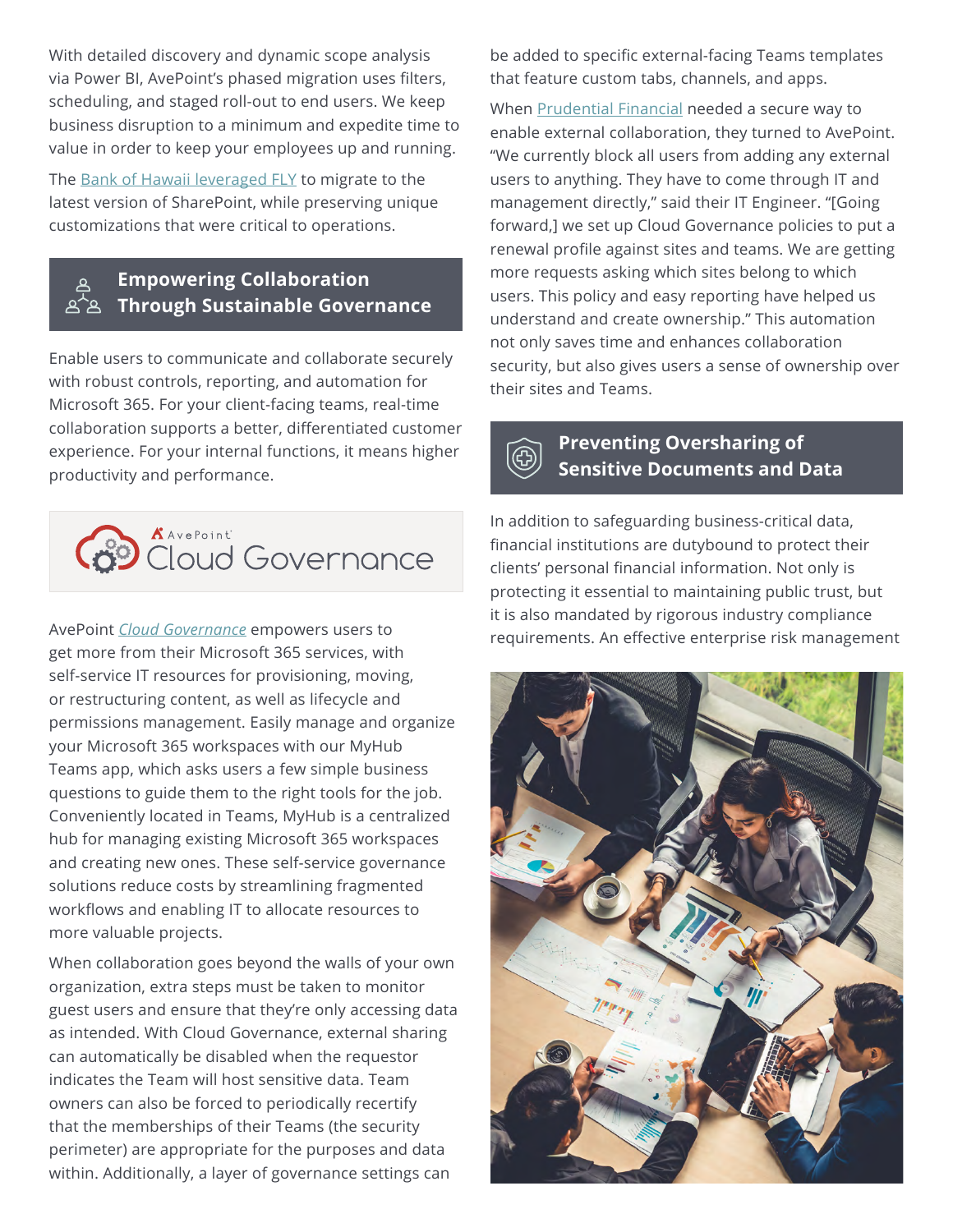With detailed discovery and dynamic scope analysis via Power BI, AvePoint's phased migration uses filters, scheduling, and staged roll-out to end users. We keep business disruption to a minimum and expedite time to value in order to keep your employees up and running.

The Bank of Hawaii leveraged FLY to migrate to the latest version of SharePoint, while preserving unique customizations that were critical to operations.

## Empowering Collaboration Through Sustainable Governance

Enable users to communicate and collaborate securely with robust controls, reporting, and automation for Microsoft 365. For your client-facing teams, real-time collaboration supports a better, differentiated customer experience. For your internal functions, it means higher productivity and performance.

AvePoint Cloud Governance

AvePoint *Cloud Governance* empowers users to get more from their Microsoft 365 services, with self-service IT resources for provisioning, moving, or restructuring content, as well as lifecycle and permissions management. Easily manage and organize your Microsoft 365 workspaces with our MyHub Teams app, which asks users a few simple business questions to guide them to the right tools for the job. Conveniently located in Teams, MyHub is a centralized hub for managing existing Microsoft 365 workspaces and creating new ones. These self-service governance solutions reduce costs by streamlining fragmented workflows and enabling IT to allocate resources to more valuable projects.

When collaboration goes beyond the walls of your own organization, extra steps must be taken to monitor guest users and ensure that they're only accessing data as intended. With Cloud Governance, external sharing can automatically be disabled when the requestor indicates the Team will host sensitive data. Team owners can also be forced to periodically recertify that the memberships of their Teams (the security perimeter) are appropriate for the purposes and data within. Additionally, a layer of governance settings can be added to specific external-facing Teams templates that feature custom tabs, channels, and apps.

When Prudential Financial needed a secure way to enable external collaboration, they turned to AvePoint. "We currently block all users from adding any external users to anything. They have to come through IT and management directly," said their IT Engineer. "[Going forward,] we set up Cloud Governance policies to put a renewal profile against sites and teams. We are getting more requests asking which sites belong to which users. This policy and easy reporting have helped us understand and create ownership." This automation not only saves time and enhances collaboration security, but also gives users a sense of ownership over their sites and Teams.

## Preventing Oversharing of Sensitive Documents and Data

In addition to safeguarding business-critical data, financial institutions are dutybound to protect their clients' personal financial information. Not only is protecting it essential to maintaining public trust, but it is also mandated by rigorous industry compliance requirements. An effective enterprise risk management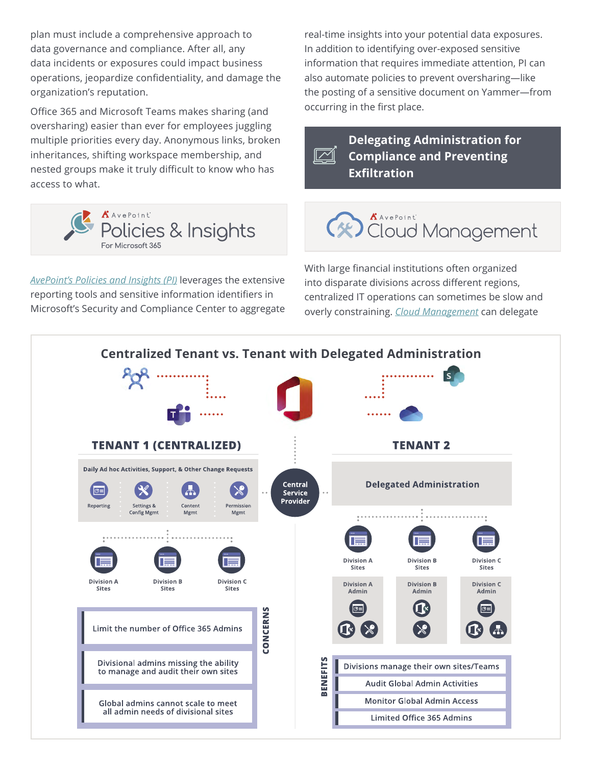plan must include a comprehensive approach to data governance and compliance. After all, any data incidents or exposures could impact business operations, jeopardize confidentiality, and damage the organization's reputation.

Office 365 and Microsoft Teams makes sharing (and oversharing) easier than ever for employees juggling multiple priorities every day. Anonymous links, broken inheritances, shifting workspace membership, and nested groups make it truly difficult to know who has access to what.

AvePoint Policies & Insights For Microsoft 365

*AvePoint's Policies and Insights (PI)* leverages the extensive reporting tools and sensitive information identifiers in Microsoft's Security and Compliance Center to aggregate real-time insights into your potential data exposures. In addition to identifying over-exposed sensitive information that requires immediate attention, PI can also automate policies to prevent oversharing—like the posting of a sensitive document on Yammer—from occurring in the first place.

## Delegating Administration for Compliance and Preventing Exfiltration

AvePoint Cloud Management

With large financial institutions often organized into disparate divisions across different regions, centralized IT operations can sometimes be slow and overly constraining. *Cloud Management* can delegate

### Centralized Tenant vs. Tenant with Delegated Administration

**TENANT 1 (CENTRALIZED)**

Daily Ad hoc Activities, Support, & Other Change Requests

- Reporting
- Settings & Config Mgmt
- Content Mgmt
- Permission Mgmt

Division A Sites | Division B Sites | Division C Sites

Central Service Provider

**CONCERNS**

- Limit the number of Office 365 Admins
- Divisional admins missing the ability to manage and audit their own sites
- Global admins cannot scale to meet all admin needs of divisional sites

**TENANT 2**

Delegated Administration

Division A Sites | Division B Sites | Division C Sites

Division A Admin | Division B Admin | Division C Admin

**BENEFITS**

- Divisions manage their own sites/Teams
- Audit Global Admin Activities
- Monitor Global Admin Access
- Limited Office 365 Admins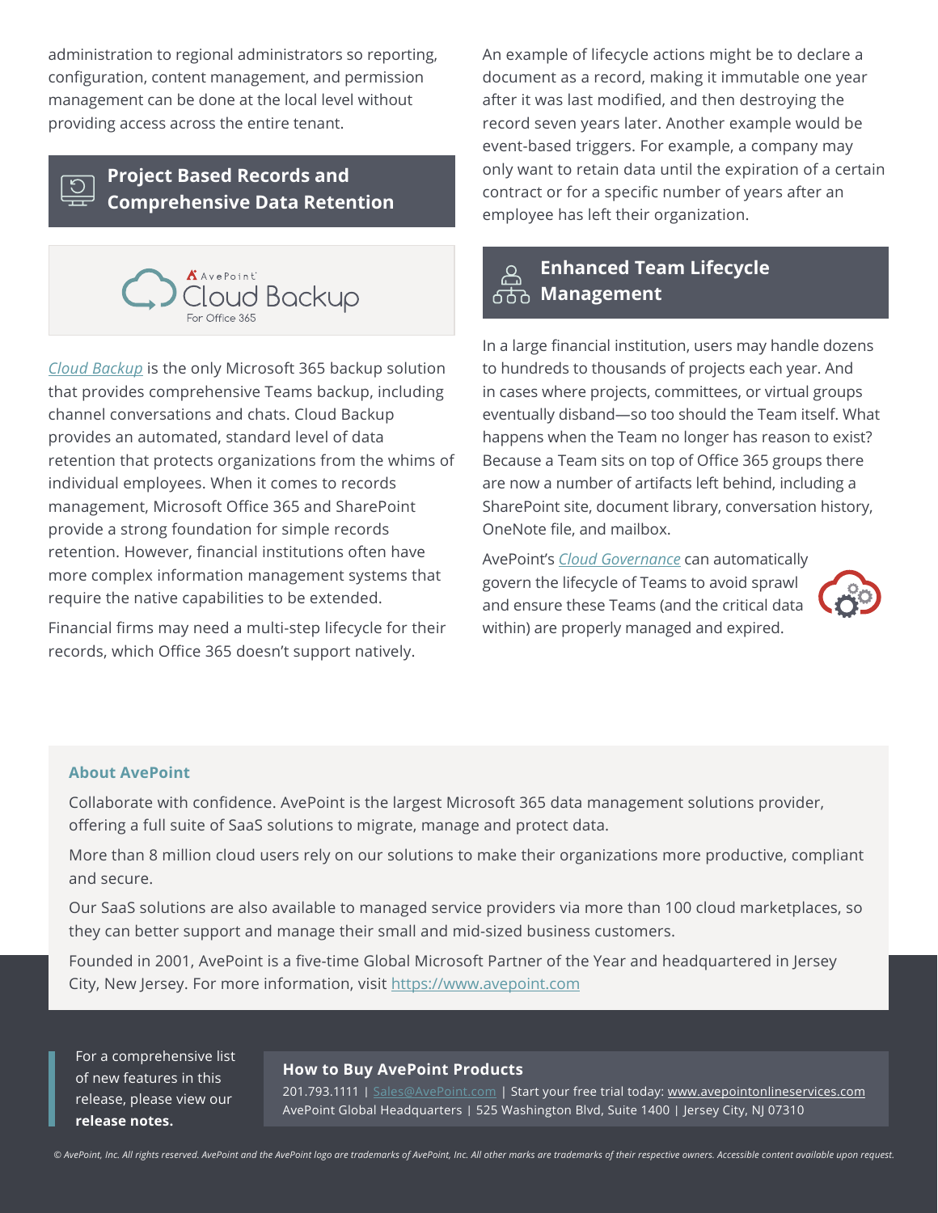administration to regional administrators so reporting, configuration, content management, and permission management can be done at the local level without providing access across the entire tenant.

## Project Based Records and Comprehensive Data Retention

AvePoint Cloud Backup For Office 365

Cloud Backup is the only Microsoft 365 backup solution that provides comprehensive Teams backup, including channel conversations and chats. Cloud Backup provides an automated, standard level of data retention that protects organizations from the whims of individual employees. When it comes to records management, Microsoft Office 365 and SharePoint provide a strong foundation for simple records retention. However, financial institutions often have more complex information management systems that require the native capabilities to be extended.

Financial firms may need a multi-step lifecycle for their records, which Office 365 doesn't support natively.

An example of lifecycle actions might be to declare a document as a record, making it immutable one year after it was last modified, and then destroying the record seven years later. Another example would be event-based triggers. For example, a company may only want to retain data until the expiration of a certain contract or for a specific number of years after an employee has left their organization.

## Enhanced Team Lifecycle Management

In a large financial institution, users may handle dozens to hundreds to thousands of projects each year. And in cases where projects, committees, or virtual groups eventually disband—so too should the Team itself. What happens when the Team no longer has reason to exist? Because a Team sits on top of Office 365 groups there are now a number of artifacts left behind, including a SharePoint site, document library, conversation history, OneNote file, and mailbox.

AvePoint's Cloud Governance can automatically govern the lifecycle of Teams to avoid sprawl and ensure these Teams (and the critical data within) are properly managed and expired.

### About AvePoint

Collaborate with confidence. AvePoint is the largest Microsoft 365 data management solutions provider, offering a full suite of SaaS solutions to migrate, manage and protect data.

More than 8 million cloud users rely on our solutions to make their organizations more productive, compliant and secure.

Our SaaS solutions are also available to managed service providers via more than 100 cloud marketplaces, so they can better support and manage their small and mid-sized business customers.

Founded in 2001, AvePoint is a five-time Global Microsoft Partner of the Year and headquartered in Jersey City, New Jersey. For more information, visit https://www.avepoint.com

For a comprehensive list of new features in this release, please view our **release notes.**

**How to Buy AvePoint Products**

201.793.1111 | Sales@AvePoint.com | Start your free trial today: www.avepointonlineservices.com
AvePoint Global Headquarters | 525 Washington Blvd, Suite 1400 | Jersey City, NJ 07310

*© AvePoint, Inc. All rights reserved. AvePoint and the AvePoint logo are trademarks of AvePoint, Inc. All other marks are trademarks of their respective owners. Accessible content available upon request.*